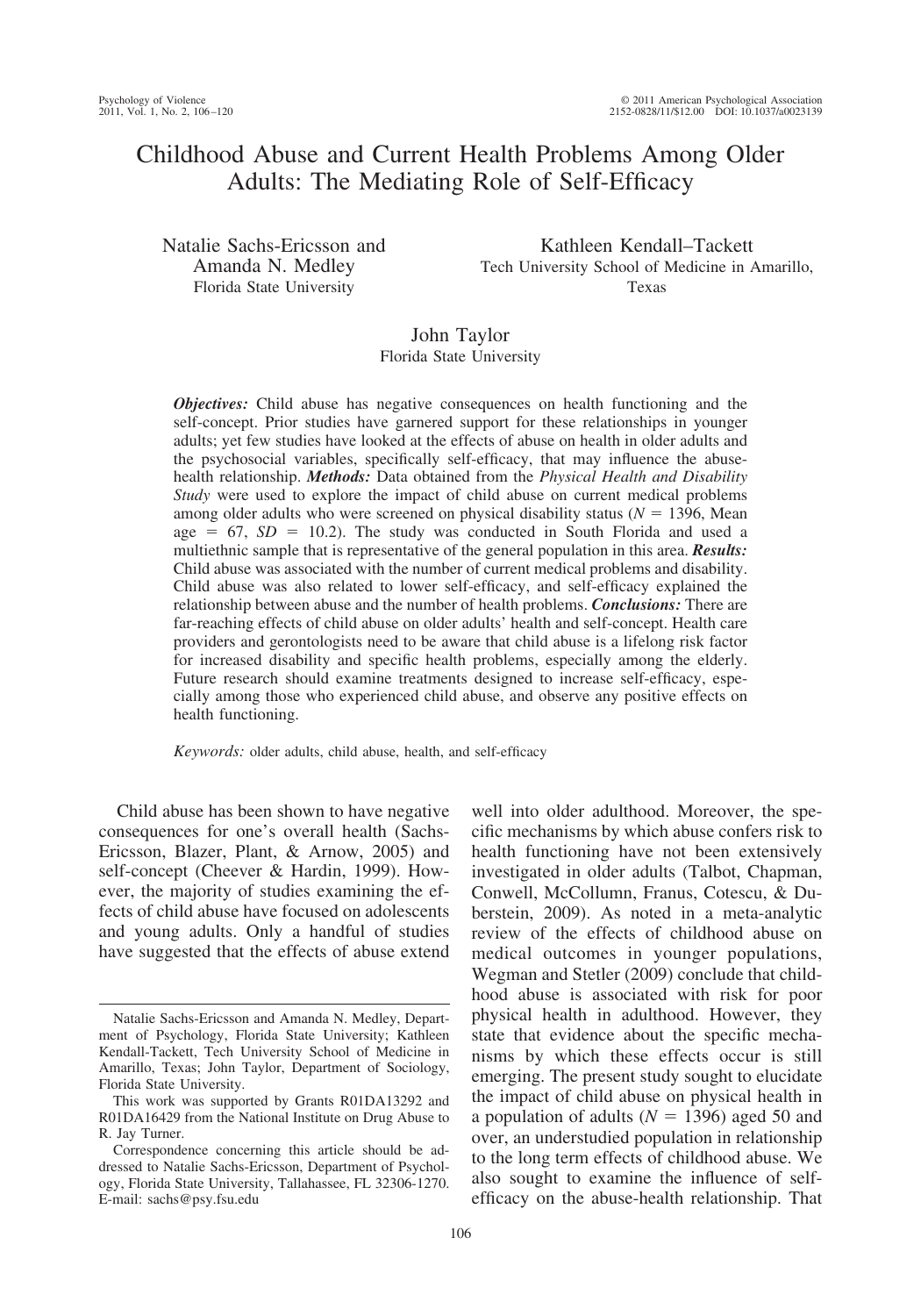# Childhood Abuse and Current Health Problems Among Older Adults: The Mediating Role of Self-Efficacy

Natalie Sachs-Ericsson and Amanda N. Medley
Florida State University

Kathleen Kendall–Tackett
Tech University School of Medicine in Amarillo, Texas

John Taylor
Florida State University

***Objectives:*** Child abuse has negative consequences on health functioning and the self-concept. Prior studies have garnered support for these relationships in younger adults; yet few studies have looked at the effects of abuse on health in older adults and the psychosocial variables, specifically self-efficacy, that may influence the abuse-health relationship. ***Methods:*** Data obtained from the *Physical Health and Disability Study* were used to explore the impact of child abuse on current medical problems among older adults who were screened on physical disability status ($N = 1396$, Mean age $= 67$, $SD = 10.2$). The study was conducted in South Florida and used a multiethnic sample that is representative of the general population in this area. ***Results:*** Child abuse was associated with the number of current medical problems and disability. Child abuse was also related to lower self-efficacy, and self-efficacy explained the relationship between abuse and the number of health problems. ***Conclusions:*** There are far-reaching effects of child abuse on older adults' health and self-concept. Health care providers and gerontologists need to be aware that child abuse is a lifelong risk factor for increased disability and specific health problems, especially among the elderly. Future research should examine treatments designed to increase self-efficacy, especially among those who experienced child abuse, and observe any positive effects on health functioning.

*Keywords:* older adults, child abuse, health, and self-efficacy

Child abuse has been shown to have negative consequences for one's overall health (Sachs-Ericsson, Blazer, Plant, & Arnow, 2005) and self-concept (Cheever & Hardin, 1999). However, the majority of studies examining the effects of child abuse have focused on adolescents and young adults. Only a handful of studies have suggested that the effects of abuse extend well into older adulthood. Moreover, the specific mechanisms by which abuse confers risk to health functioning have not been extensively investigated in older adults (Talbot, Chapman, Conwell, McCollumn, Franus, Cotescu, & Duberstein, 2009). As noted in a meta-analytic review of the effects of childhood abuse on medical outcomes in younger populations, Wegman and Stetler (2009) conclude that childhood abuse is associated with risk for poor physical health in adulthood. However, they state that evidence about the specific mechanisms by which these effects occur is still emerging. The present study sought to elucidate the impact of child abuse on physical health in a population of adults ($N = 1396$) aged 50 and over, an understudied population in relationship to the long term effects of childhood abuse. We also sought to examine the influence of self-efficacy on the abuse-health relationship. That

---

Natalie Sachs-Ericsson and Amanda N. Medley, Department of Psychology, Florida State University; Kathleen Kendall-Tackett, Tech University School of Medicine in Amarillo, Texas; John Taylor, Department of Sociology, Florida State University.

This work was supported by Grants R01DA13292 and R01DA16429 from the National Institute on Drug Abuse to R. Jay Turner.

Correspondence concerning this article should be addressed to Natalie Sachs-Ericsson, Department of Psychology, Florida State University, Tallahassee, FL 32306-1270. E-mail: sachs@psy.fsu.edu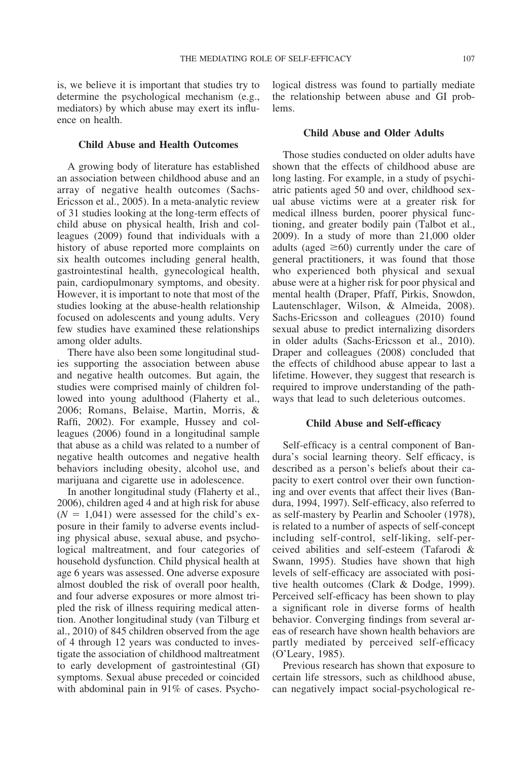is, we believe it is important that studies try to determine the psychological mechanism (e.g., mediators) by which abuse may exert its influence on health.

## Child Abuse and Health Outcomes

A growing body of literature has established an association between childhood abuse and an array of negative health outcomes (Sachs-Ericsson et al., 2005). In a meta-analytic review of 31 studies looking at the long-term effects of child abuse on physical health, Irish and colleagues (2009) found that individuals with a history of abuse reported more complaints on six health outcomes including general health, gastrointestinal health, gynecological health, pain, cardiopulmonary symptoms, and obesity. However, it is important to note that most of the studies looking at the abuse-health relationship focused on adolescents and young adults. Very few studies have examined these relationships among older adults.

There have also been some longitudinal studies supporting the association between abuse and negative health outcomes. But again, the studies were comprised mainly of children followed into young adulthood (Flaherty et al., 2006; Romans, Belaise, Martin, Morris, & Raffi, 2002). For example, Hussey and colleagues (2006) found in a longitudinal sample that abuse as a child was related to a number of negative health outcomes and negative health behaviors including obesity, alcohol use, and marijuana and cigarette use in adolescence.

In another longitudinal study (Flaherty et al., 2006), children aged 4 and at high risk for abuse ($N$ = 1,041) were assessed for the child's exposure in their family to adverse events including physical abuse, sexual abuse, and psychological maltreatment, and four categories of household dysfunction. Child physical health at age 6 years was assessed. One adverse exposure almost doubled the risk of overall poor health, and four adverse exposures or more almost tripled the risk of illness requiring medical attention. Another longitudinal study (van Tilburg et al., 2010) of 845 children observed from the age of 4 through 12 years was conducted to investigate the association of childhood maltreatment to early development of gastrointestinal (GI) symptoms. Sexual abuse preceded or coincided with abdominal pain in 91% of cases. Psychological distress was found to partially mediate the relationship between abuse and GI problems.

## Child Abuse and Older Adults

Those studies conducted on older adults have shown that the effects of childhood abuse are long lasting. For example, in a study of psychiatric patients aged 50 and over, childhood sexual abuse victims were at a greater risk for medical illness burden, poorer physical functioning, and greater bodily pain (Talbot et al., 2009). In a study of more than 21,000 older adults (aged $\geq$60) currently under the care of general practitioners, it was found that those who experienced both physical and sexual abuse were at a higher risk for poor physical and mental health (Draper, Pfaff, Pirkis, Snowdon, Lautenschlager, Wilson, & Almeida, 2008). Sachs-Ericsson and colleagues (2010) found sexual abuse to predict internalizing disorders in older adults (Sachs-Ericsson et al., 2010). Draper and colleagues (2008) concluded that the effects of childhood abuse appear to last a lifetime. However, they suggest that research is required to improve understanding of the pathways that lead to such deleterious outcomes.

## Child Abuse and Self-efficacy

Self-efficacy is a central component of Bandura's social learning theory. Self efficacy, is described as a person's beliefs about their capacity to exert control over their own functioning and over events that affect their lives (Bandura, 1994, 1997). Self-efficacy, also referred to as self-mastery by Pearlin and Schooler (1978), is related to a number of aspects of self-concept including self-control, self-liking, self-perceived abilities and self-esteem (Tafarodi & Swann, 1995). Studies have shown that high levels of self-efficacy are associated with positive health outcomes (Clark & Dodge, 1999). Perceived self-efficacy has been shown to play a significant role in diverse forms of health behavior. Converging findings from several areas of research have shown health behaviors are partly mediated by perceived self-efficacy (O'Leary, 1985).

Previous research has shown that exposure to certain life stressors, such as childhood abuse, can negatively impact social-psychological re-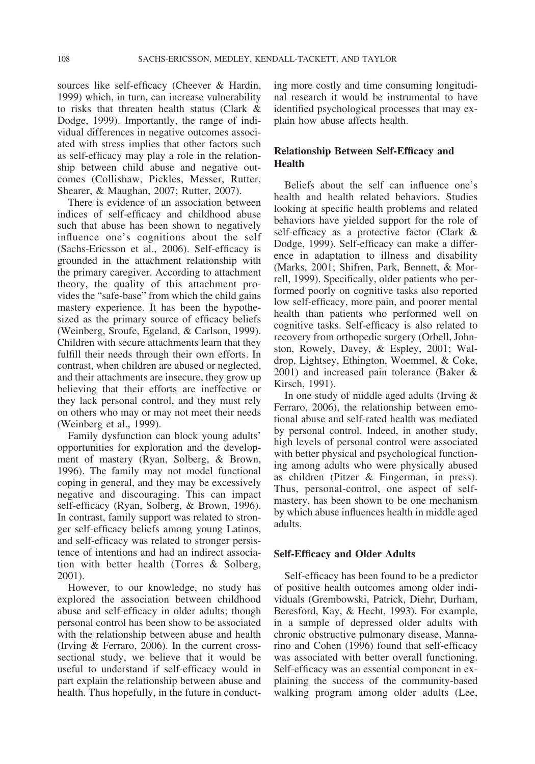sources like self-efficacy (Cheever & Hardin, 1999) which, in turn, can increase vulnerability to risks that threaten health status (Clark & Dodge, 1999). Importantly, the range of individual differences in negative outcomes associated with stress implies that other factors such as self-efficacy may play a role in the relationship between child abuse and negative outcomes (Collishaw, Pickles, Messer, Rutter, Shearer, & Maughan, 2007; Rutter, 2007).

There is evidence of an association between indices of self-efficacy and childhood abuse such that abuse has been shown to negatively influence one's cognitions about the self (Sachs-Ericsson et al., 2006). Self-efficacy is grounded in the attachment relationship with the primary caregiver. According to attachment theory, the quality of this attachment provides the "safe-base" from which the child gains mastery experience. It has been the hypothesized as the primary source of efficacy beliefs (Weinberg, Sroufe, Egeland, & Carlson, 1999). Children with secure attachments learn that they fulfill their needs through their own efforts. In contrast, when children are abused or neglected, and their attachments are insecure, they grow up believing that their efforts are ineffective or they lack personal control, and they must rely on others who may or may not meet their needs (Weinberg et al., 1999).

Family dysfunction can block young adults' opportunities for exploration and the development of mastery (Ryan, Solberg, & Brown, 1996). The family may not model functional coping in general, and they may be excessively negative and discouraging. This can impact self-efficacy (Ryan, Solberg, & Brown, 1996). In contrast, family support was related to stronger self-efficacy beliefs among young Latinos, and self-efficacy was related to stronger persistence of intentions and had an indirect association with better health (Torres & Solberg, 2001).

However, to our knowledge, no study has explored the association between childhood abuse and self-efficacy in older adults; though personal control has been show to be associated with the relationship between abuse and health (Irving & Ferraro, 2006). In the current cross-sectional study, we believe that it would be useful to understand if self-efficacy would in part explain the relationship between abuse and health. Thus hopefully, in the future in conducting more costly and time consuming longitudinal research it would be instrumental to have identified psychological processes that may explain how abuse affects health.

### Relationship Between Self-Efficacy and Health

Beliefs about the self can influence one's health and health related behaviors. Studies looking at specific health problems and related behaviors have yielded support for the role of self-efficacy as a protective factor (Clark & Dodge, 1999). Self-efficacy can make a difference in adaptation to illness and disability (Marks, 2001; Shifren, Park, Bennett, & Morrell, 1999). Specifically, older patients who performed poorly on cognitive tasks also reported low self-efficacy, more pain, and poorer mental health than patients who performed well on cognitive tasks. Self-efficacy is also related to recovery from orthopedic surgery (Orbell, Johnston, Rowely, Davey, & Espley, 2001; Waldrop, Lightsey, Ethington, Woemmel, & Coke, 2001) and increased pain tolerance (Baker & Kirsch, 1991).

In one study of middle aged adults (Irving & Ferraro, 2006), the relationship between emotional abuse and self-rated health was mediated by personal control. Indeed, in another study, high levels of personal control were associated with better physical and psychological functioning among adults who were physically abused as children (Pitzer & Fingerman, in press). Thus, personal-control, one aspect of self-mastery, has been shown to be one mechanism by which abuse influences health in middle aged adults.

### Self-Efficacy and Older Adults

Self-efficacy has been found to be a predictor of positive health outcomes among older individuals (Grembowski, Patrick, Diehr, Durham, Beresford, Kay, & Hecht, 1993). For example, in a sample of depressed older adults with chronic obstructive pulmonary disease, Mannarino and Cohen (1996) found that self-efficacy was associated with better overall functioning. Self-efficacy was an essential component in explaining the success of the community-based walking program among older adults (Lee,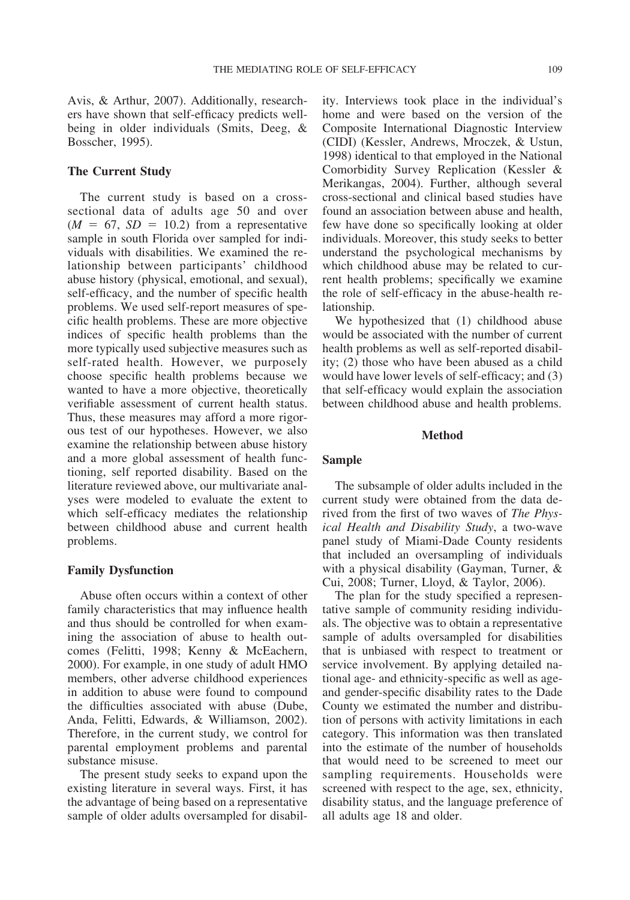Avis, & Arthur, 2007). Additionally, researchers have shown that self-efficacy predicts well-being in older individuals (Smits, Deeg, & Bosscher, 1995).

## The Current Study

The current study is based on a cross-sectional data of adults age 50 and over ($M$ = 67, $SD$ = 10.2) from a representative sample in south Florida over sampled for individuals with disabilities. We examined the relationship between participants' childhood abuse history (physical, emotional, and sexual), self-efficacy, and the number of specific health problems. We used self-report measures of specific health problems. These are more objective indices of specific health problems than the more typically used subjective measures such as self-rated health. However, we purposely choose specific health problems because we wanted to have a more objective, theoretically verifiable assessment of current health status. Thus, these measures may afford a more rigorous test of our hypotheses. However, we also examine the relationship between abuse history and a more global assessment of health functioning, self reported disability. Based on the literature reviewed above, our multivariate analyses were modeled to evaluate the extent to which self-efficacy mediates the relationship between childhood abuse and current health problems.

## Family Dysfunction

Abuse often occurs within a context of other family characteristics that may influence health and thus should be controlled for when examining the association of abuse to health outcomes (Felitti, 1998; Kenny & McEachern, 2000). For example, in one study of adult HMO members, other adverse childhood experiences in addition to abuse were found to compound the difficulties associated with abuse (Dube, Anda, Felitti, Edwards, & Williamson, 2002). Therefore, in the current study, we control for parental employment problems and parental substance misuse.

The present study seeks to expand upon the existing literature in several ways. First, it has the advantage of being based on a representative sample of older adults oversampled for disability. Interviews took place in the individual's home and were based on the version of the Composite International Diagnostic Interview (CIDI) (Kessler, Andrews, Mroczek, & Ustun, 1998) identical to that employed in the National Comorbidity Survey Replication (Kessler & Merikangas, 2004). Further, although several cross-sectional and clinical based studies have found an association between abuse and health, few have done so specifically looking at older individuals. Moreover, this study seeks to better understand the psychological mechanisms by which childhood abuse may be related to current health problems; specifically we examine the role of self-efficacy in the abuse-health relationship.

We hypothesized that (1) childhood abuse would be associated with the number of current health problems as well as self-reported disability; (2) those who have been abused as a child would have lower levels of self-efficacy; and (3) that self-efficacy would explain the association between childhood abuse and health problems.

# Method

## Sample

The subsample of older adults included in the current study were obtained from the data derived from the first of two waves of *The Physical Health and Disability Study*, a two-wave panel study of Miami-Dade County residents that included an oversampling of individuals with a physical disability (Gayman, Turner, & Cui, 2008; Turner, Lloyd, & Taylor, 2006).

The plan for the study specified a representative sample of community residing individuals. The objective was to obtain a representative sample of adults oversampled for disabilities that is unbiased with respect to treatment or service involvement. By applying detailed national age- and ethnicity-specific as well as age- and gender-specific disability rates to the Dade County we estimated the number and distribution of persons with activity limitations in each category. This information was then translated into the estimate of the number of households that would need to be screened to meet our sampling requirements. Households were screened with respect to the age, sex, ethnicity, disability status, and the language preference of all adults age 18 and older.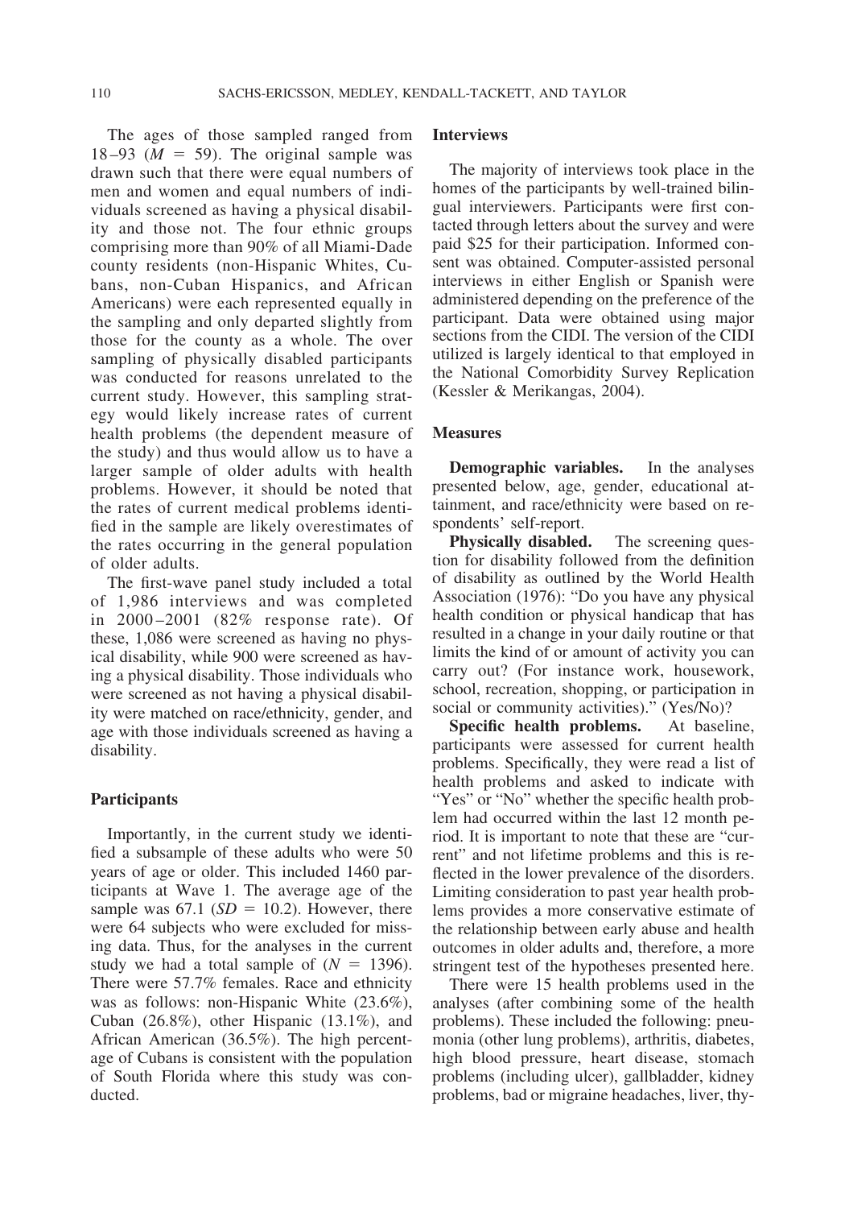The ages of those sampled ranged from 18–93 ($M = 59$). The original sample was drawn such that there were equal numbers of men and women and equal numbers of individuals screened as having a physical disability and those not. The four ethnic groups comprising more than 90% of all Miami-Dade county residents (non-Hispanic Whites, Cubans, non-Cuban Hispanics, and African Americans) were each represented equally in the sampling and only departed slightly from those for the county as a whole. The over sampling of physically disabled participants was conducted for reasons unrelated to the current study. However, this sampling strategy would likely increase rates of current health problems (the dependent measure of the study) and thus would allow us to have a larger sample of older adults with health problems. However, it should be noted that the rates of current medical problems identified in the sample are likely overestimates of the rates occurring in the general population of older adults.

The first-wave panel study included a total of 1,986 interviews and was completed in 2000–2001 (82% response rate). Of these, 1,086 were screened as having no physical disability, while 900 were screened as having a physical disability. Those individuals who were screened as not having a physical disability were matched on race/ethnicity, gender, and age with those individuals screened as having a disability.

### Participants

Importantly, in the current study we identified a subsample of these adults who were 50 years of age or older. This included 1460 participants at Wave 1. The average age of the sample was 67.1 ($SD = 10.2$). However, there were 64 subjects who were excluded for missing data. Thus, for the analyses in the current study we had a total sample of ($N = 1396$). There were 57.7% females. Race and ethnicity was as follows: non-Hispanic White (23.6%), Cuban (26.8%), other Hispanic (13.1%), and African American (36.5%). The high percentage of Cubans is consistent with the population of South Florida where this study was conducted.

### Interviews

The majority of interviews took place in the homes of the participants by well-trained bilingual interviewers. Participants were first contacted through letters about the survey and were paid $25 for their participation. Informed consent was obtained. Computer-assisted personal interviews in either English or Spanish were administered depending on the preference of the participant. Data were obtained using major sections from the CIDI. The version of the CIDI utilized is largely identical to that employed in the National Comorbidity Survey Replication (Kessler & Merikangas, 2004).

### Measures

**Demographic variables.** In the analyses presented below, age, gender, educational attainment, and race/ethnicity were based on respondents' self-report.

**Physically disabled.** The screening question for disability followed from the definition of disability as outlined by the World Health Association (1976): "Do you have any physical health condition or physical handicap that has resulted in a change in your daily routine or that limits the kind of or amount of activity you can carry out? (For instance work, housework, school, recreation, shopping, or participation in social or community activities)." (Yes/No)?

**Specific health problems.** At baseline, participants were assessed for current health problems. Specifically, they were read a list of health problems and asked to indicate with "Yes" or "No" whether the specific health problem had occurred within the last 12 month period. It is important to note that these are "current" and not lifetime problems and this is reflected in the lower prevalence of the disorders. Limiting consideration to past year health problems provides a more conservative estimate of the relationship between early abuse and health outcomes in older adults and, therefore, a more stringent test of the hypotheses presented here.

There were 15 health problems used in the analyses (after combining some of the health problems). These included the following: pneumonia (other lung problems), arthritis, diabetes, high blood pressure, heart disease, stomach problems (including ulcer), gallbladder, kidney problems, bad or migraine headaches, liver, thy-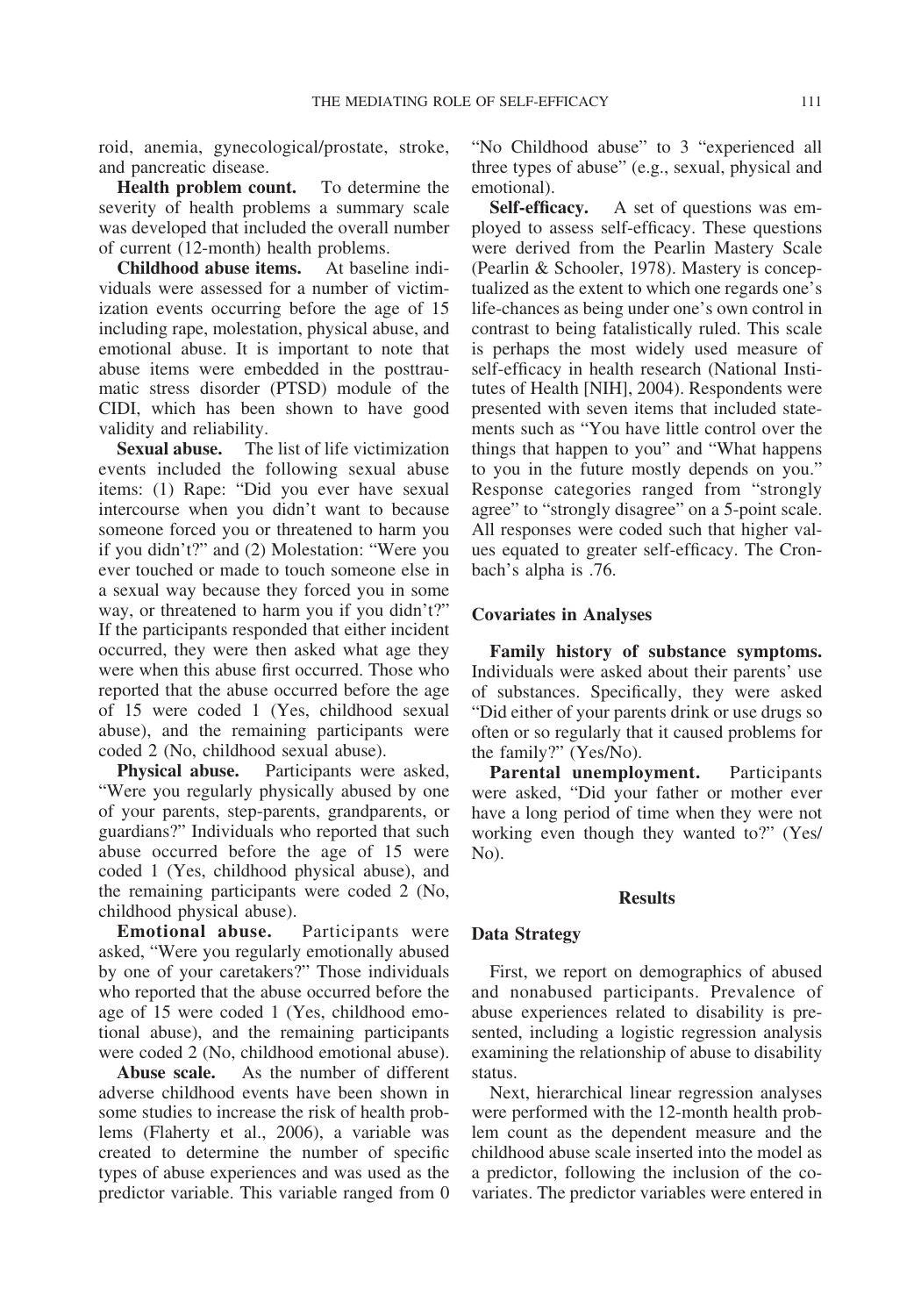roid, anemia, gynecological/prostate, stroke, and pancreatic disease.

**Health problem count.** To determine the severity of health problems a summary scale was developed that included the overall number of current (12-month) health problems.

**Childhood abuse items.** At baseline individuals were assessed for a number of victimization events occurring before the age of 15 including rape, molestation, physical abuse, and emotional abuse. It is important to note that abuse items were embedded in the posttraumatic stress disorder (PTSD) module of the CIDI, which has been shown to have good validity and reliability.

**Sexual abuse.** The list of life victimization events included the following sexual abuse items: (1) Rape: "Did you ever have sexual intercourse when you didn't want to because someone forced you or threatened to harm you if you didn't?" and (2) Molestation: "Were you ever touched or made to touch someone else in a sexual way because they forced you in some way, or threatened to harm you if you didn't?" If the participants responded that either incident occurred, they were then asked what age they were when this abuse first occurred. Those who reported that the abuse occurred before the age of 15 were coded 1 (Yes, childhood sexual abuse), and the remaining participants were coded 2 (No, childhood sexual abuse).

**Physical abuse.** Participants were asked, "Were you regularly physically abused by one of your parents, step-parents, grandparents, or guardians?" Individuals who reported that such abuse occurred before the age of 15 were coded 1 (Yes, childhood physical abuse), and the remaining participants were coded 2 (No, childhood physical abuse).

**Emotional abuse.** Participants were asked, "Were you regularly emotionally abused by one of your caretakers?" Those individuals who reported that the abuse occurred before the age of 15 were coded 1 (Yes, childhood emotional abuse), and the remaining participants were coded 2 (No, childhood emotional abuse).

**Abuse scale.** As the number of different adverse childhood events have been shown in some studies to increase the risk of health problems (Flaherty et al., 2006), a variable was created to determine the number of specific types of abuse experiences and was used as the predictor variable. This variable ranged from 0 "No Childhood abuse" to 3 "experienced all three types of abuse" (e.g., sexual, physical and emotional).

**Self-efficacy.** A set of questions was employed to assess self-efficacy. These questions were derived from the Pearlin Mastery Scale (Pearlin & Schooler, 1978). Mastery is conceptualized as the extent to which one regards one's life-chances as being under one's own control in contrast to being fatalistically ruled. This scale is perhaps the most widely used measure of self-efficacy in health research (National Institutes of Health [NIH], 2004). Respondents were presented with seven items that included statements such as "You have little control over the things that happen to you" and "What happens to you in the future mostly depends on you." Response categories ranged from "strongly agree" to "strongly disagree" on a 5-point scale. All responses were coded such that higher values equated to greater self-efficacy. The Cronbach's alpha is .76.

### Covariates in Analyses

**Family history of substance symptoms.** Individuals were asked about their parents' use of substances. Specifically, they were asked "Did either of your parents drink or use drugs so often or so regularly that it caused problems for the family?" (Yes/No).

**Parental unemployment.** Participants were asked, "Did your father or mother ever have a long period of time when they were not working even though they wanted to?" (Yes/No).

## Results

### Data Strategy

First, we report on demographics of abused and nonabused participants. Prevalence of abuse experiences related to disability is presented, including a logistic regression analysis examining the relationship of abuse to disability status.

Next, hierarchical linear regression analyses were performed with the 12-month health problem count as the dependent measure and the childhood abuse scale inserted into the model as a predictor, following the inclusion of the covariates. The predictor variables were entered in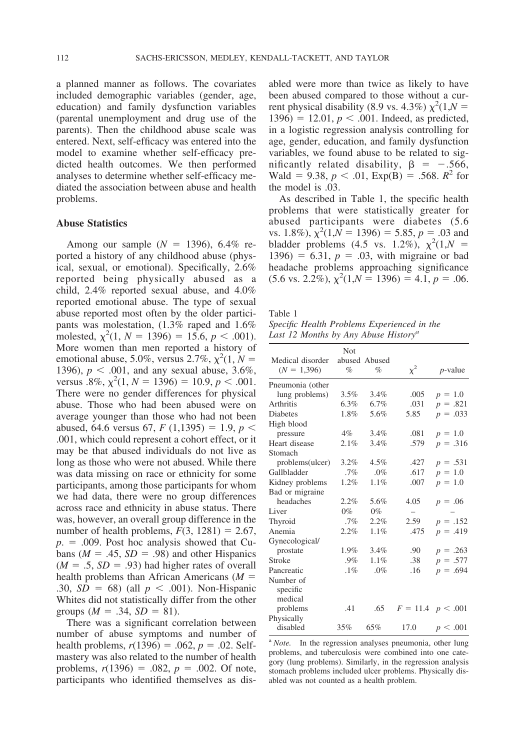a planned manner as follows. The covariates included demographic variables (gender, age, education) and family dysfunction variables (parental unemployment and drug use of the parents). Then the childhood abuse scale was entered. Next, self-efficacy was entered into the model to examine whether self-efficacy predicted health outcomes. We then performed analyses to determine whether self-efficacy mediated the association between abuse and health problems.

## Abuse Statistics

Among our sample ($N$ = 1396), 6.4% reported a history of any childhood abuse (physical, sexual, or emotional). Specifically, 2.6% reported being physically abused as a child, 2.4% reported sexual abuse, and 4.0% reported emotional abuse. The type of sexual abuse reported most often by the older participants was molestation, (1.3% raped and 1.6% molested, $\chi^2(1, N = 1396) = 15.6, p < .001$). More women than men reported a history of emotional abuse, 5.0%, versus 2.7%, $\chi^2(1, N = 1396), p < .001$, and any sexual abuse, 3.6%, versus .8%, $\chi^2(1, N = 1396) = 10.9, p < .001$. There were no gender differences for physical abuse. Those who had been abused were on average younger than those who had not been abused, 64.6 versus 67, $F(1,1395) = 1.9, p < .001$, which could represent a cohort effect, or it may be that abused individuals do not live as long as those who were not abused. While there was data missing on race or ethnicity for some participants, among those participants for whom we had data, there were no group differences across race and ethnicity in abuse status. There was, however, an overall group difference in the number of health problems, $F(3, 1281) = 2.67$, $p. = .009$. Post hoc analysis showed that Cubans ($M = .45$, $SD = .98$) and other Hispanics ($M = .5$, $SD = .93$) had higher rates of overall health problems than African Americans ($M = .30$, $SD = 68$) (all $p < .001$). Non-Hispanic Whites did not statistically differ from the other groups ($M = .34$, $SD = 81$).

There was a significant correlation between number of abuse symptoms and number of health problems, $r(1396) = .062, p = .02$. Self-mastery was also related to the number of health problems, $r(1396) = .082, p = .002$. Of note, participants who identified themselves as disabled were more than twice as likely to have been abused compared to those without a current physical disability (8.9 vs. 4.3%) $\chi^2(1,N = 1396) = 12.01, p < .001$. Indeed, as predicted, in a logistic regression analysis controlling for age, gender, education, and family dysfunction variables, we found abuse to be related to significantly related disability, $\beta = -.566$, Wald = 9.38, $p < .01$, Exp(B) = .568. $R^2$ for the model is .03.

As described in Table 1, the specific health problems that were statistically greater for abused participants were diabetes (5.6 vs. 1.8%), $\chi^2(1,N = 1396) = 5.85, p = .03$ and bladder problems (4.5 vs. 1.2%), $\chi^2(1,N = 1396) = 6.31, p = .03$, with migraine or bad headache problems approaching significance (5.6 vs. 2.2%), $\chi^2(1,N = 1396) = 4.1, p = .06$.

Table 1
*Specific Health Problems Experienced in the Last 12 Months by Any Abuse History*[a]

| Medical disorder ($N$ = 1,396) | Not abused % | Abused % | $\chi^2$ | $p$-value |
|---|---|---|---|---|
| Pneumonia (other lung problems) | 3.5% | 3.4% | .005 | $p = 1.0$ |
| Arthritis | 6.3% | 6.7% | .031 | $p = .821$ |
| Diabetes | 1.8% | 5.6% | 5.85 | $p = .033$ |
| High blood pressure | 4% | 3.4% | .081 | $p = 1.0$ |
| Heart disease | 2.1% | 3.4% | .579 | $p = .316$ |
| Stomach problems(ulcer) | 3.2% | 4.5% | .427 | $p = .531$ |
| Gallbladder | .7% | .0% | .617 | $p = 1.0$ |
| Kidney problems | 1.2% | 1.1% | .007 | $p = 1.0$ |
| Bad or migraine headaches | 2.2% | 5.6% | 4.05 | $p = .06$ |
| Liver | 0% | 0% | – | – |
| Thyroid | .7% | 2.2% | 2.59 | $p = .152$ |
| Anemia | 2.2% | 1.1% | .475 | $p = .419$ |
| Gynecological/ prostate | 1.9% | 3.4% | .90 | $p = .263$ |
| Stroke | .9% | 1.1% | .38 | $p = .577$ |
| Pancreatic | .1% | .0% | .16 | $p = .694$ |
| Number of specific medical problems | .41 | .65 | $F = 11.4$ | $p < .001$ |
| Physically disabled | 35% | 65% | 17.0 | $p < .001$ |

[a] *Note.* In the regression analyses pneumonia, other lung problems, and tuberculosis were combined into one category (lung problems). Similarly, in the regression analysis stomach problems included ulcer problems. Physically disabled was not counted as a health problem.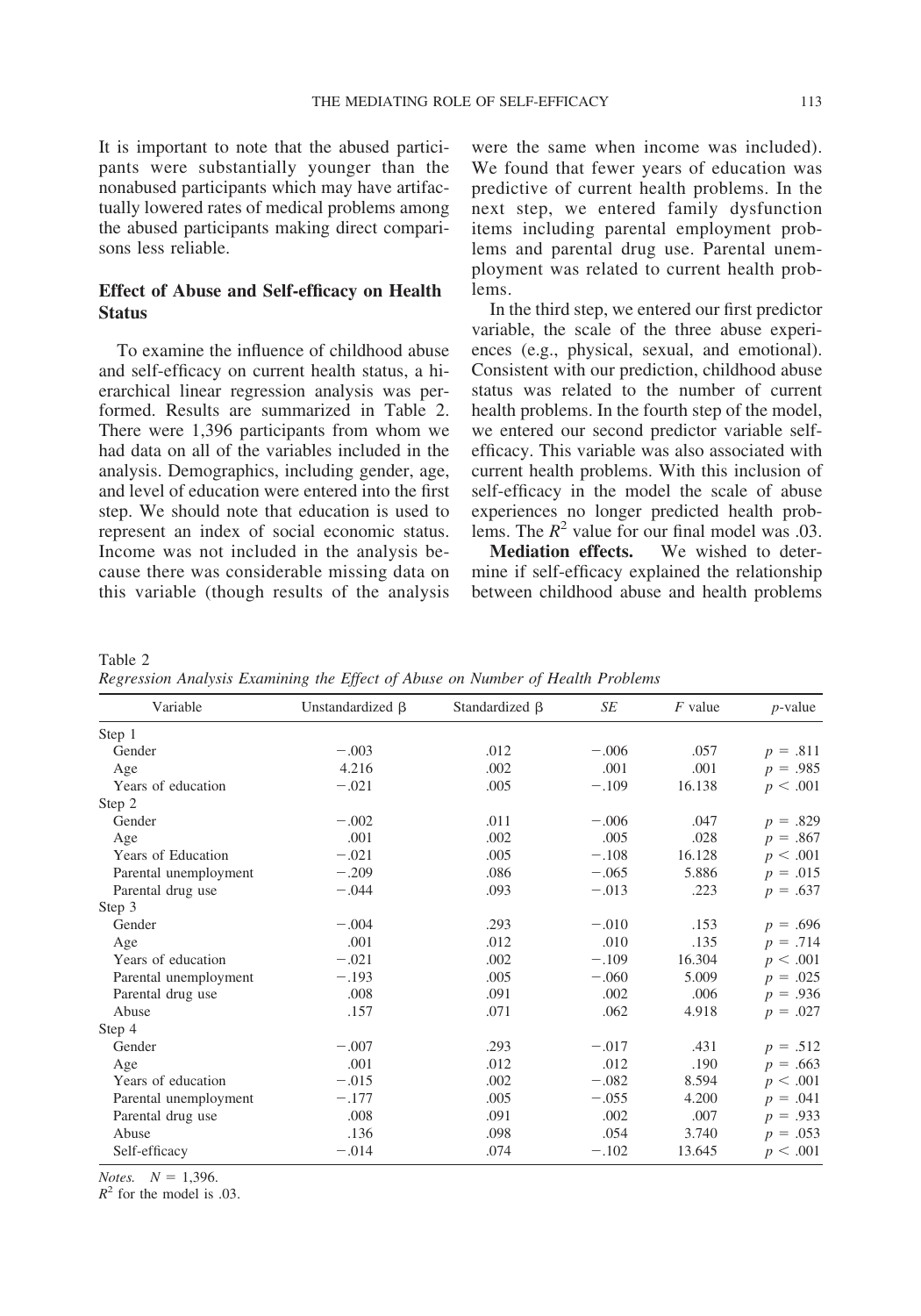It is important to note that the abused participants were substantially younger than the nonabused participants which may have artifactually lowered rates of medical problems among the abused participants making direct comparisons less reliable.

### Effect of Abuse and Self-efficacy on Health Status

To examine the influence of childhood abuse and self-efficacy on current health status, a hierarchical linear regression analysis was performed. Results are summarized in Table 2. There were 1,396 participants from whom we had data on all of the variables included in the analysis. Demographics, including gender, age, and level of education were entered into the first step. We should note that education is used to represent an index of social economic status. Income was not included in the analysis because there was considerable missing data on this variable (though results of the analysis were the same when income was included). We found that fewer years of education was predictive of current health problems. In the next step, we entered family dysfunction items including parental employment problems and parental drug use. Parental unemployment was related to current health problems.

In the third step, we entered our first predictor variable, the scale of the three abuse experiences (e.g., physical, sexual, and emotional). Consistent with our prediction, childhood abuse status was related to the number of current health problems. In the fourth step of the model, we entered our second predictor variable self-efficacy. This variable was also associated with current health problems. With this inclusion of self-efficacy in the model the scale of abuse experiences no longer predicted health problems. The $R^2$ value for our final model was .03.

**Mediation effects.** We wished to determine if self-efficacy explained the relationship between childhood abuse and health problems

Table 2
*Regression Analysis Examining the Effect of Abuse on Number of Health Problems*

| Variable | Unstandardized β | Standardized β | *SE* | *F* value | *p*-value |
|---|---|---|---|---|---|
| Step 1 | | | | | |
| Gender | −.003 | .012 | −.006 | .057 | $p = .811$ |
| Age | 4.216 | .002 | .001 | .001 | $p = .985$ |
| Years of education | −.021 | .005 | −.109 | 16.138 | $p < .001$ |
| Step 2 | | | | | |
| Gender | −.002 | .011 | −.006 | .047 | $p = .829$ |
| Age | .001 | .002 | .005 | .028 | $p = .867$ |
| Years of Education | −.021 | .005 | −.108 | 16.128 | $p < .001$ |
| Parental unemployment | −.209 | .086 | −.065 | 5.886 | $p = .015$ |
| Parental drug use | −.044 | .093 | −.013 | .223 | $p = .637$ |
| Step 3 | | | | | |
| Gender | −.004 | .293 | −.010 | .153 | $p = .696$ |
| Age | .001 | .012 | .010 | .135 | $p = .714$ |
| Years of education | −.021 | .002 | −.109 | 16.304 | $p < .001$ |
| Parental unemployment | −.193 | .005 | −.060 | 5.009 | $p = .025$ |
| Parental drug use | .008 | .091 | .002 | .006 | $p = .936$ |
| Abuse | .157 | .071 | .062 | 4.918 | $p = .027$ |
| Step 4 | | | | | |
| Gender | −.007 | .293 | −.017 | .431 | $p = .512$ |
| Age | .001 | .012 | .012 | .190 | $p = .663$ |
| Years of education | −.015 | .002 | −.082 | 8.594 | $p < .001$ |
| Parental unemployment | −.177 | .005 | −.055 | 4.200 | $p = .041$ |
| Parental drug use | .008 | .091 | .002 | .007 | $p = .933$ |
| Abuse | .136 | .098 | .054 | 3.740 | $p = .053$ |
| Self-efficacy | −.014 | .074 | −.102 | 13.645 | $p < .001$ |

*Notes.* $N = 1{,}396$.
$R^2$ for the model is .03.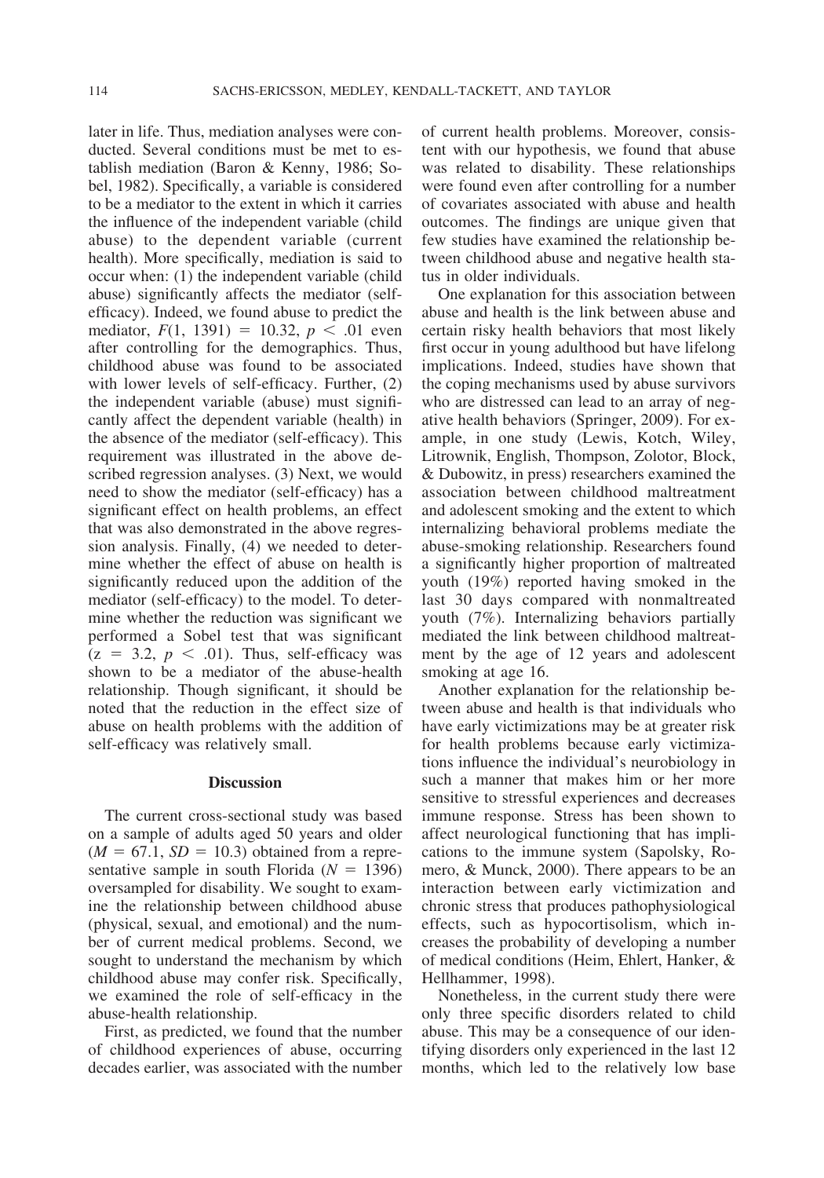later in life. Thus, mediation analyses were conducted. Several conditions must be met to establish mediation (Baron & Kenny, 1986; Sobel, 1982). Specifically, a variable is considered to be a mediator to the extent in which it carries the influence of the independent variable (child abuse) to the dependent variable (current health). More specifically, mediation is said to occur when: (1) the independent variable (child abuse) significantly affects the mediator (self-efficacy). Indeed, we found abuse to predict the mediator, $F(1, 1391) = 10.32$, $p < .01$ even after controlling for the demographics. Thus, childhood abuse was found to be associated with lower levels of self-efficacy. Further, (2) the independent variable (abuse) must significantly affect the dependent variable (health) in the absence of the mediator (self-efficacy). This requirement was illustrated in the above described regression analyses. (3) Next, we would need to show the mediator (self-efficacy) has a significant effect on health problems, an effect that was also demonstrated in the above regression analysis. Finally, (4) we needed to determine whether the effect of abuse on health is significantly reduced upon the addition of the mediator (self-efficacy) to the model. To determine whether the reduction was significant we performed a Sobel test that was significant ($z = 3.2$, $p < .01$). Thus, self-efficacy was shown to be a mediator of the abuse-health relationship. Though significant, it should be noted that the reduction in the effect size of abuse on health problems with the addition of self-efficacy was relatively small.

## Discussion

The current cross-sectional study was based on a sample of adults aged 50 years and older ($M = 67.1$, $SD = 10.3$) obtained from a representative sample in south Florida ($N = 1396$) oversampled for disability. We sought to examine the relationship between childhood abuse (physical, sexual, and emotional) and the number of current medical problems. Second, we sought to understand the mechanism by which childhood abuse may confer risk. Specifically, we examined the role of self-efficacy in the abuse-health relationship.

First, as predicted, we found that the number of childhood experiences of abuse, occurring decades earlier, was associated with the number of current health problems. Moreover, consistent with our hypothesis, we found that abuse was related to disability. These relationships were found even after controlling for a number of covariates associated with abuse and health outcomes. The findings are unique given that few studies have examined the relationship between childhood abuse and negative health status in older individuals.

One explanation for this association between abuse and health is the link between abuse and certain risky health behaviors that most likely first occur in young adulthood but have lifelong implications. Indeed, studies have shown that the coping mechanisms used by abuse survivors who are distressed can lead to an array of negative health behaviors (Springer, 2009). For example, in one study (Lewis, Kotch, Wiley, Litrownik, English, Thompson, Zolotor, Block, & Dubowitz, in press) researchers examined the association between childhood maltreatment and adolescent smoking and the extent to which internalizing behavioral problems mediate the abuse-smoking relationship. Researchers found a significantly higher proportion of maltreated youth (19%) reported having smoked in the last 30 days compared with nonmaltreated youth (7%). Internalizing behaviors partially mediated the link between childhood maltreatment by the age of 12 years and adolescent smoking at age 16.

Another explanation for the relationship between abuse and health is that individuals who have early victimizations may be at greater risk for health problems because early victimizations influence the individual's neurobiology in such a manner that makes him or her more sensitive to stressful experiences and decreases immune response. Stress has been shown to affect neurological functioning that has implications to the immune system (Sapolsky, Romero, & Munck, 2000). There appears to be an interaction between early victimization and chronic stress that produces pathophysiological effects, such as hypocortisolism, which increases the probability of developing a number of medical conditions (Heim, Ehlert, Hanker, & Hellhammer, 1998).

Nonetheless, in the current study there were only three specific disorders related to child abuse. This may be a consequence of our identifying disorders only experienced in the last 12 months, which led to the relatively low base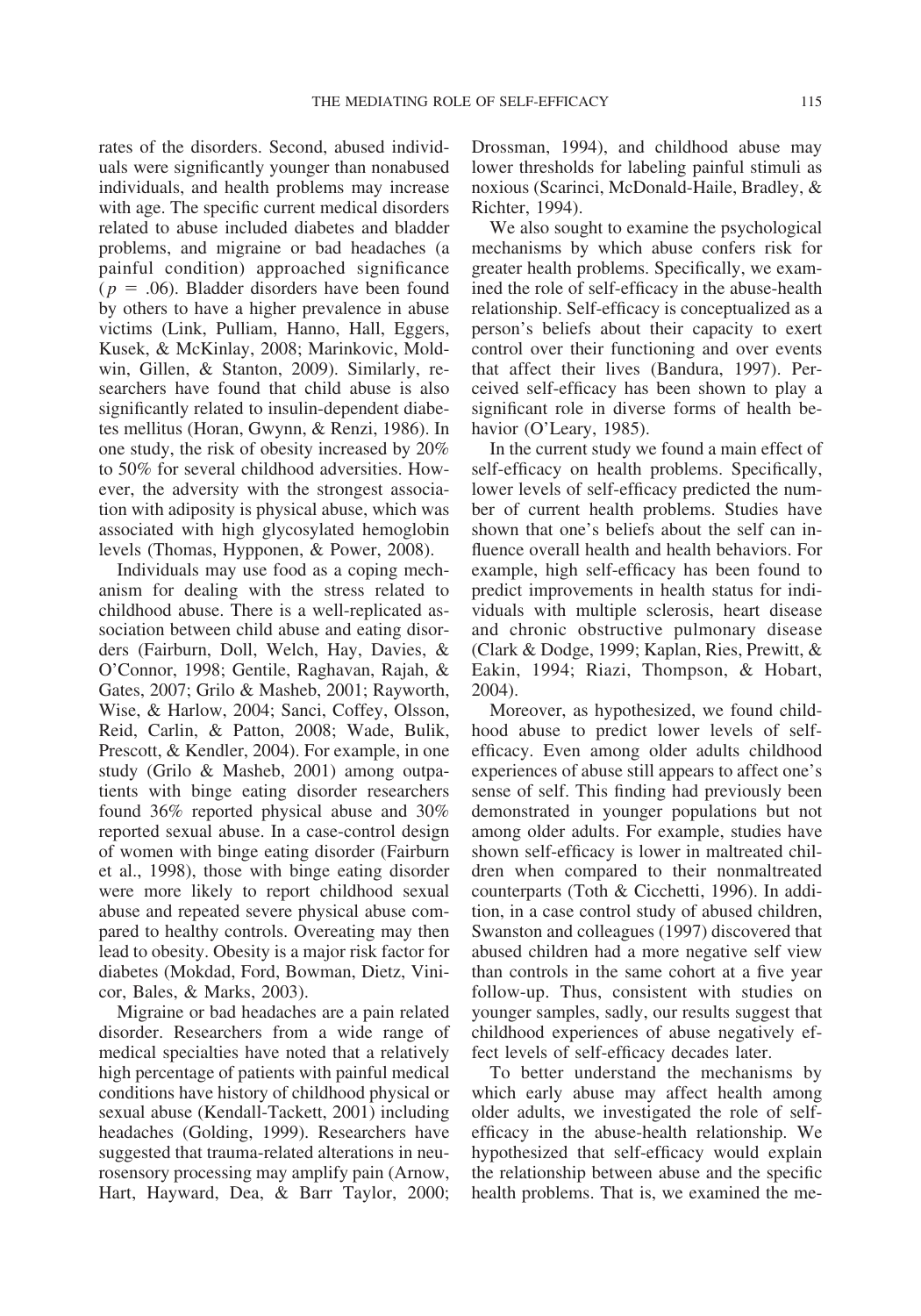rates of the disorders. Second, abused individuals were significantly younger than nonabused individuals, and health problems may increase with age. The specific current medical disorders related to abuse included diabetes and bladder problems, and migraine or bad headaches (a painful condition) approached significance ($p = .06$). Bladder disorders have been found by others to have a higher prevalence in abuse victims (Link, Pulliam, Hanno, Hall, Eggers, Kusek, & McKinlay, 2008; Marinkovic, Moldwin, Gillen, & Stanton, 2009). Similarly, researchers have found that child abuse is also significantly related to insulin-dependent diabetes mellitus (Horan, Gwynn, & Renzi, 1986). In one study, the risk of obesity increased by 20% to 50% for several childhood adversities. However, the adversity with the strongest association with adiposity is physical abuse, which was associated with high glycosylated hemoglobin levels (Thomas, Hypponen, & Power, 2008).

Individuals may use food as a coping mechanism for dealing with the stress related to childhood abuse. There is a well-replicated association between child abuse and eating disorders (Fairburn, Doll, Welch, Hay, Davies, & O'Connor, 1998; Gentile, Raghavan, Rajah, & Gates, 2007; Grilo & Masheb, 2001; Rayworth, Wise, & Harlow, 2004; Sanci, Coffey, Olsson, Reid, Carlin, & Patton, 2008; Wade, Bulik, Prescott, & Kendler, 2004). For example, in one study (Grilo & Masheb, 2001) among outpatients with binge eating disorder researchers found 36% reported physical abuse and 30% reported sexual abuse. In a case-control design of women with binge eating disorder (Fairburn et al., 1998), those with binge eating disorder were more likely to report childhood sexual abuse and repeated severe physical abuse compared to healthy controls. Overeating may then lead to obesity. Obesity is a major risk factor for diabetes (Mokdad, Ford, Bowman, Dietz, Vinicor, Bales, & Marks, 2003).

Migraine or bad headaches are a pain related disorder. Researchers from a wide range of medical specialties have noted that a relatively high percentage of patients with painful medical conditions have history of childhood physical or sexual abuse (Kendall-Tackett, 2001) including headaches (Golding, 1999). Researchers have suggested that trauma-related alterations in neurosensory processing may amplify pain (Arnow, Hart, Hayward, Dea, & Barr Taylor, 2000; Drossman, 1994), and childhood abuse may lower thresholds for labeling painful stimuli as noxious (Scarinci, McDonald-Haile, Bradley, & Richter, 1994).

We also sought to examine the psychological mechanisms by which abuse confers risk for greater health problems. Specifically, we examined the role of self-efficacy in the abuse-health relationship. Self-efficacy is conceptualized as a person's beliefs about their capacity to exert control over their functioning and over events that affect their lives (Bandura, 1997). Perceived self-efficacy has been shown to play a significant role in diverse forms of health behavior (O'Leary, 1985).

In the current study we found a main effect of self-efficacy on health problems. Specifically, lower levels of self-efficacy predicted the number of current health problems. Studies have shown that one's beliefs about the self can influence overall health and health behaviors. For example, high self-efficacy has been found to predict improvements in health status for individuals with multiple sclerosis, heart disease and chronic obstructive pulmonary disease (Clark & Dodge, 1999; Kaplan, Ries, Prewitt, & Eakin, 1994; Riazi, Thompson, & Hobart, 2004).

Moreover, as hypothesized, we found childhood abuse to predict lower levels of self-efficacy. Even among older adults childhood experiences of abuse still appears to affect one's sense of self. This finding had previously been demonstrated in younger populations but not among older adults. For example, studies have shown self-efficacy is lower in maltreated children when compared to their nonmaltreated counterparts (Toth & Cicchetti, 1996). In addition, in a case control study of abused children, Swanston and colleagues (1997) discovered that abused children had a more negative self view than controls in the same cohort at a five year follow-up. Thus, consistent with studies on younger samples, sadly, our results suggest that childhood experiences of abuse negatively effect levels of self-efficacy decades later.

To better understand the mechanisms by which early abuse may affect health among older adults, we investigated the role of self-efficacy in the abuse-health relationship. We hypothesized that self-efficacy would explain the relationship between abuse and the specific health problems. That is, we examined the me-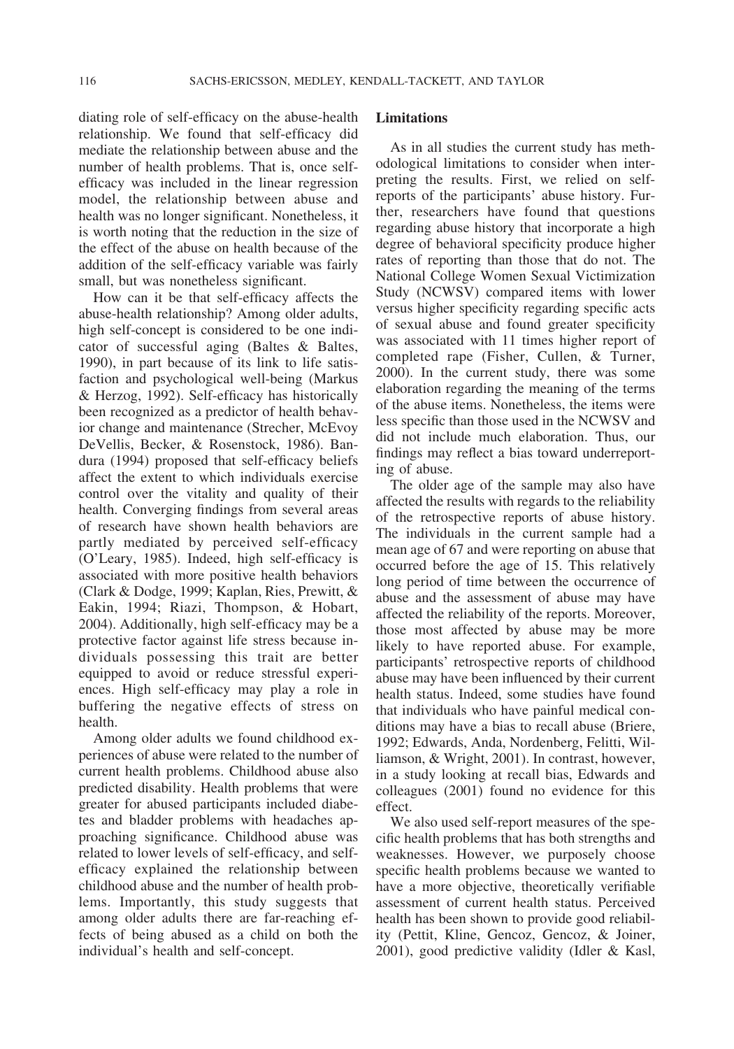diating role of self-efficacy on the abuse-health relationship. We found that self-efficacy did mediate the relationship between abuse and the number of health problems. That is, once self-efficacy was included in the linear regression model, the relationship between abuse and health was no longer significant. Nonetheless, it is worth noting that the reduction in the size of the effect of the abuse on health because of the addition of the self-efficacy variable was fairly small, but was nonetheless significant.

How can it be that self-efficacy affects the abuse-health relationship? Among older adults, high self-concept is considered to be one indicator of successful aging (Baltes & Baltes, 1990), in part because of its link to life satisfaction and psychological well-being (Markus & Herzog, 1992). Self-efficacy has historically been recognized as a predictor of health behavior change and maintenance (Strecher, McEvoy DeVellis, Becker, & Rosenstock, 1986). Bandura (1994) proposed that self-efficacy beliefs affect the extent to which individuals exercise control over the vitality and quality of their health. Converging findings from several areas of research have shown health behaviors are partly mediated by perceived self-efficacy (O'Leary, 1985). Indeed, high self-efficacy is associated with more positive health behaviors (Clark & Dodge, 1999; Kaplan, Ries, Prewitt, & Eakin, 1994; Riazi, Thompson, & Hobart, 2004). Additionally, high self-efficacy may be a protective factor against life stress because individuals possessing this trait are better equipped to avoid or reduce stressful experiences. High self-efficacy may play a role in buffering the negative effects of stress on health.

Among older adults we found childhood experiences of abuse were related to the number of current health problems. Childhood abuse also predicted disability. Health problems that were greater for abused participants included diabetes and bladder problems with headaches approaching significance. Childhood abuse was related to lower levels of self-efficacy, and self-efficacy explained the relationship between childhood abuse and the number of health problems. Importantly, this study suggests that among older adults there are far-reaching effects of being abused as a child on both the individual's health and self-concept.

## Limitations

As in all studies the current study has methodological limitations to consider when interpreting the results. First, we relied on self-reports of the participants' abuse history. Further, researchers have found that questions regarding abuse history that incorporate a high degree of behavioral specificity produce higher rates of reporting than those that do not. The National College Women Sexual Victimization Study (NCWSV) compared items with lower versus higher specificity regarding specific acts of sexual abuse and found greater specificity was associated with 11 times higher report of completed rape (Fisher, Cullen, & Turner, 2000). In the current study, there was some elaboration regarding the meaning of the terms of the abuse items. Nonetheless, the items were less specific than those used in the NCWSV and did not include much elaboration. Thus, our findings may reflect a bias toward underreporting of abuse.

The older age of the sample may also have affected the results with regards to the reliability of the retrospective reports of abuse history. The individuals in the current sample had a mean age of 67 and were reporting on abuse that occurred before the age of 15. This relatively long period of time between the occurrence of abuse and the assessment of abuse may have affected the reliability of the reports. Moreover, those most affected by abuse may be more likely to have reported abuse. For example, participants' retrospective reports of childhood abuse may have been influenced by their current health status. Indeed, some studies have found that individuals who have painful medical conditions may have a bias to recall abuse (Briere, 1992; Edwards, Anda, Nordenberg, Felitti, Williamson, & Wright, 2001). In contrast, however, in a study looking at recall bias, Edwards and colleagues (2001) found no evidence for this effect.

We also used self-report measures of the specific health problems that has both strengths and weaknesses. However, we purposely choose specific health problems because we wanted to have a more objective, theoretically verifiable assessment of current health status. Perceived health has been shown to provide good reliability (Pettit, Kline, Gencoz, Gencoz, & Joiner, 2001), good predictive validity (Idler & Kasl,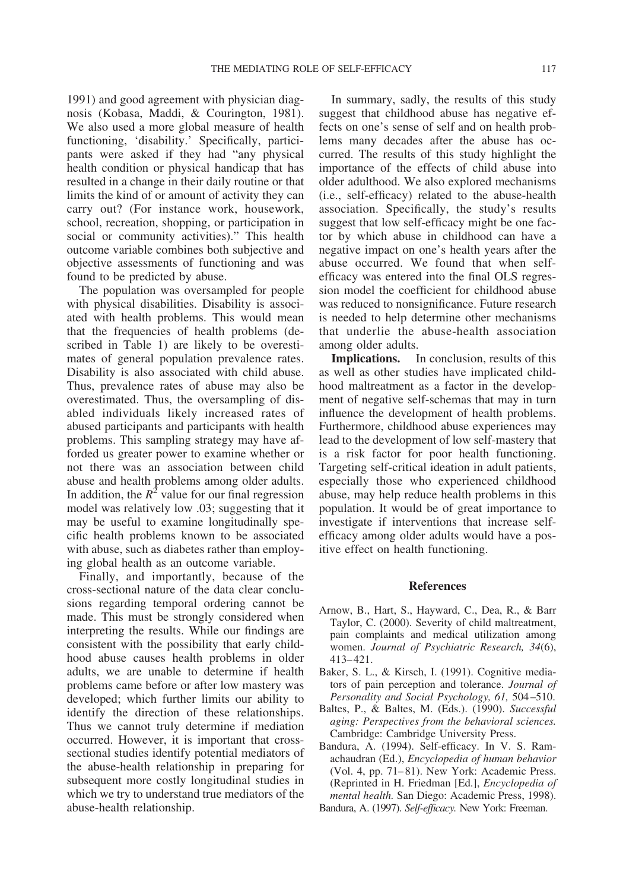1991) and good agreement with physician diagnosis (Kobasa, Maddi, & Courington, 1981). We also used a more global measure of health functioning, 'disability.' Specifically, participants were asked if they had "any physical health condition or physical handicap that has resulted in a change in their daily routine or that limits the kind of or amount of activity they can carry out? (For instance work, housework, school, recreation, shopping, or participation in social or community activities)." This health outcome variable combines both subjective and objective assessments of functioning and was found to be predicted by abuse.

The population was oversampled for people with physical disabilities. Disability is associated with health problems. This would mean that the frequencies of health problems (described in Table 1) are likely to be overestimates of general population prevalence rates. Disability is also associated with child abuse. Thus, prevalence rates of abuse may also be overestimated. Thus, the oversampling of disabled individuals likely increased rates of abused participants and participants with health problems. This sampling strategy may have afforded us greater power to examine whether or not there was an association between child abuse and health problems among older adults. In addition, the $R^2$ value for our final regression model was relatively low .03; suggesting that it may be useful to examine longitudinally specific health problems known to be associated with abuse, such as diabetes rather than employing global health as an outcome variable.

Finally, and importantly, because of the cross-sectional nature of the data clear conclusions regarding temporal ordering cannot be made. This must be strongly considered when interpreting the results. While our findings are consistent with the possibility that early childhood abuse causes health problems in older adults, we are unable to determine if health problems came before or after low mastery was developed; which further limits our ability to identify the direction of these relationships. Thus we cannot truly determine if mediation occurred. However, it is important that cross-sectional studies identify potential mediators of the abuse-health relationship in preparing for subsequent more costly longitudinal studies in which we try to understand true mediators of the abuse-health relationship.

In summary, sadly, the results of this study suggest that childhood abuse has negative effects on one's sense of self and on health problems many decades after the abuse has occurred. The results of this study highlight the importance of the effects of child abuse into older adulthood. We also explored mechanisms (i.e., self-efficacy) related to the abuse-health association. Specifically, the study's results suggest that low self-efficacy might be one factor by which abuse in childhood can have a negative impact on one's health years after the abuse occurred. We found that when self-efficacy was entered into the final OLS regression model the coefficient for childhood abuse was reduced to nonsignificance. Future research is needed to help determine other mechanisms that underlie the abuse-health association among older adults.

**Implications.** In conclusion, results of this as well as other studies have implicated childhood maltreatment as a factor in the development of negative self-schemas that may in turn influence the development of health problems. Furthermore, childhood abuse experiences may lead to the development of low self-mastery that is a risk factor for poor health functioning. Targeting self-critical ideation in adult patients, especially those who experienced childhood abuse, may help reduce health problems in this population. It would be of great importance to investigate if interventions that increase self-efficacy among older adults would have a positive effect on health functioning.

## References

Arnow, B., Hart, S., Hayward, C., Dea, R., & Barr Taylor, C. (2000). Severity of child maltreatment, pain complaints and medical utilization among women. *Journal of Psychiatric Research, 34*(6), 413–421.

Baker, S. L., & Kirsch, I. (1991). Cognitive mediators of pain perception and tolerance. *Journal of Personality and Social Psychology, 61,* 504–510.

Baltes, P., & Baltes, M. (Eds.). (1990). *Successful aging: Perspectives from the behavioral sciences.* Cambridge: Cambridge University Press.

Bandura, A. (1994). Self-efficacy. In V. S. Ramachaudran (Ed.), *Encyclopedia of human behavior* (Vol. 4, pp. 71–81). New York: Academic Press. (Reprinted in H. Friedman [Ed.], *Encyclopedia of mental health.* San Diego: Academic Press, 1998).

Bandura, A. (1997). *Self-efficacy.* New York: Freeman.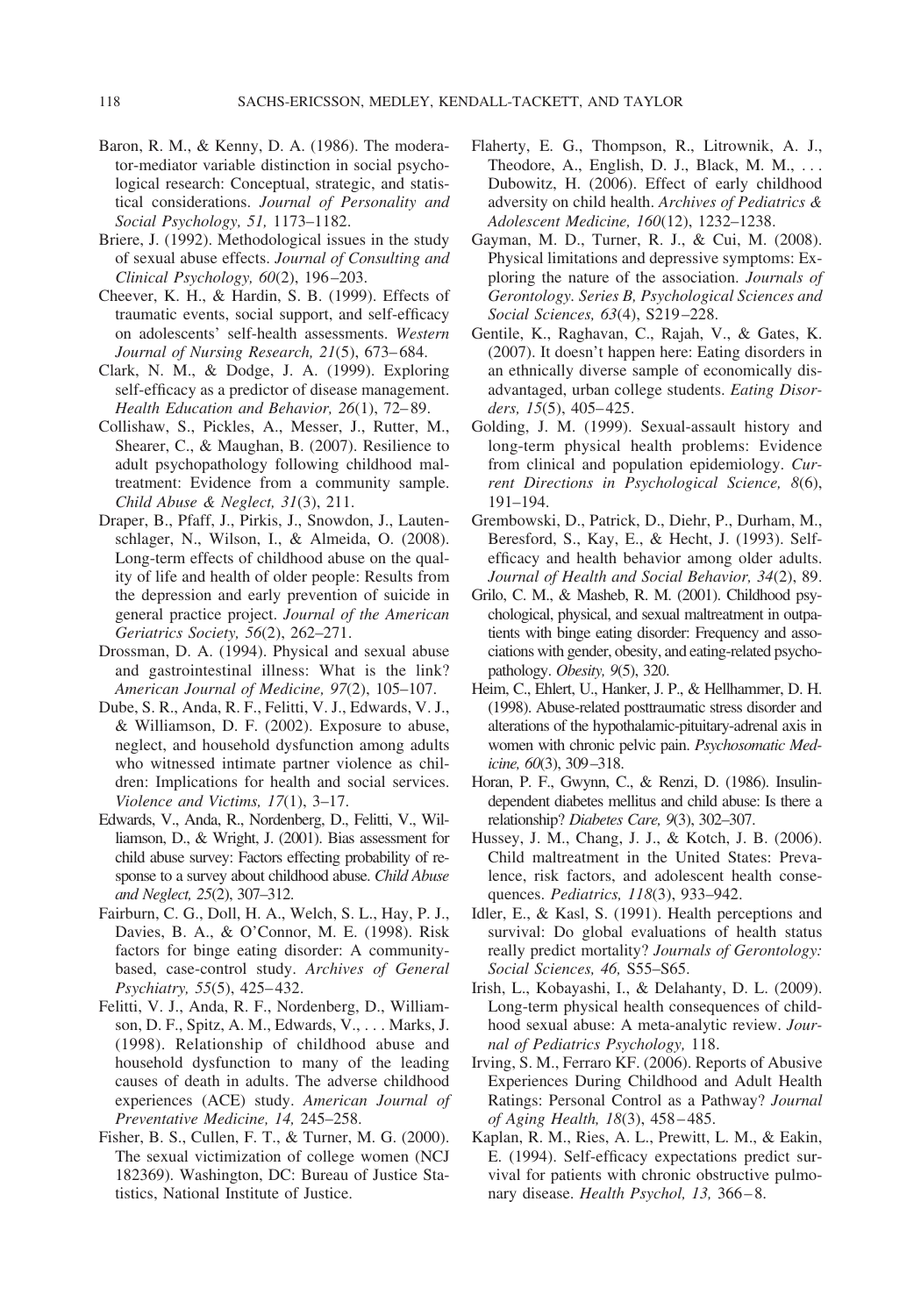Baron, R. M., & Kenny, D. A. (1986). The moderator-mediator variable distinction in social psychological research: Conceptual, strategic, and statistical considerations. *Journal of Personality and Social Psychology, 51,* 1173–1182.

Briere, J. (1992). Methodological issues in the study of sexual abuse effects. *Journal of Consulting and Clinical Psychology, 60*(2), 196–203.

Cheever, K. H., & Hardin, S. B. (1999). Effects of traumatic events, social support, and self-efficacy on adolescents' self-health assessments. *Western Journal of Nursing Research, 21*(5), 673–684.

Clark, N. M., & Dodge, J. A. (1999). Exploring self-efficacy as a predictor of disease management. *Health Education and Behavior, 26*(1), 72–89.

Collishaw, S., Pickles, A., Messer, J., Rutter, M., Shearer, C., & Maughan, B. (2007). Resilience to adult psychopathology following childhood maltreatment: Evidence from a community sample. *Child Abuse & Neglect, 31*(3), 211.

Draper, B., Pfaff, J., Pirkis, J., Snowdon, J., Lautenschlager, N., Wilson, I., & Almeida, O. (2008). Long-term effects of childhood abuse on the quality of life and health of older people: Results from the depression and early prevention of suicide in general practice project. *Journal of the American Geriatrics Society, 56*(2), 262–271.

Drossman, D. A. (1994). Physical and sexual abuse and gastrointestinal illness: What is the link? *American Journal of Medicine, 97*(2), 105–107.

Dube, S. R., Anda, R. F., Felitti, V. J., Edwards, V. J., & Williamson, D. F. (2002). Exposure to abuse, neglect, and household dysfunction among adults who witnessed intimate partner violence as children: Implications for health and social services. *Violence and Victims, 17*(1), 3–17.

Edwards, V., Anda, R., Nordenberg, D., Felitti, V., Williamson, D., & Wright, J. (2001). Bias assessment for child abuse survey: Factors effecting probability of response to a survey about childhood abuse. *Child Abuse and Neglect, 25*(2), 307–312.

Fairburn, C. G., Doll, H. A., Welch, S. L., Hay, P. J., Davies, B. A., & O'Connor, M. E. (1998). Risk factors for binge eating disorder: A community-based, case-control study. *Archives of General Psychiatry, 55*(5), 425–432.

Felitti, V. J., Anda, R. F., Nordenberg, D., Williamson, D. F., Spitz, A. M., Edwards, V., . . . Marks, J. (1998). Relationship of childhood abuse and household dysfunction to many of the leading causes of death in adults. The adverse childhood experiences (ACE) study. *American Journal of Preventative Medicine, 14,* 245–258.

Fisher, B. S., Cullen, F. T., & Turner, M. G. (2000). The sexual victimization of college women (NCJ 182369). Washington, DC: Bureau of Justice Statistics, National Institute of Justice.

Flaherty, E. G., Thompson, R., Litrownik, A. J., Theodore, A., English, D. J., Black, M. M., . . . Dubowitz, H. (2006). Effect of early childhood adversity on child health. *Archives of Pediatrics & Adolescent Medicine, 160*(12), 1232–1238.

Gayman, M. D., Turner, R. J., & Cui, M. (2008). Physical limitations and depressive symptoms: Exploring the nature of the association. *Journals of Gerontology. Series B, Psychological Sciences and Social Sciences, 63*(4), S219–228.

Gentile, K., Raghavan, C., Rajah, V., & Gates, K. (2007). It doesn't happen here: Eating disorders in an ethnically diverse sample of economically disadvantaged, urban college students. *Eating Disorders, 15*(5), 405–425.

Golding, J. M. (1999). Sexual-assault history and long-term physical health problems: Evidence from clinical and population epidemiology. *Current Directions in Psychological Science, 8*(6), 191–194.

Grembowski, D., Patrick, D., Diehr, P., Durham, M., Beresford, S., Kay, E., & Hecht, J. (1993). Self-efficacy and health behavior among older adults. *Journal of Health and Social Behavior, 34*(2), 89.

Grilo, C. M., & Masheb, R. M. (2001). Childhood psychological, physical, and sexual maltreatment in outpatients with binge eating disorder: Frequency and associations with gender, obesity, and eating-related psychopathology. *Obesity, 9*(5), 320.

Heim, C., Ehlert, U., Hanker, J. P., & Hellhammer, D. H. (1998). Abuse-related posttraumatic stress disorder and alterations of the hypothalamic-pituitary-adrenal axis in women with chronic pelvic pain. *Psychosomatic Medicine, 60*(3), 309–318.

Horan, P. F., Gwynn, C., & Renzi, D. (1986). Insulin-dependent diabetes mellitus and child abuse: Is there a relationship? *Diabetes Care, 9*(3), 302–307.

Hussey, J. M., Chang, J. J., & Kotch, J. B. (2006). Child maltreatment in the United States: Prevalence, risk factors, and adolescent health consequences. *Pediatrics, 118*(3), 933–942.

Idler, E., & Kasl, S. (1991). Health perceptions and survival: Do global evaluations of health status really predict mortality? *Journals of Gerontology: Social Sciences, 46,* S55–S65.

Irish, L., Kobayashi, I., & Delahanty, D. L. (2009). Long-term physical health consequences of childhood sexual abuse: A meta-analytic review. *Journal of Pediatrics Psychology,* 118.

Irving, S. M., Ferraro KF. (2006). Reports of Abusive Experiences During Childhood and Adult Health Ratings: Personal Control as a Pathway? *Journal of Aging Health, 18*(3), 458–485.

Kaplan, R. M., Ries, A. L., Prewitt, L. M., & Eakin, E. (1994). Self-efficacy expectations predict survival for patients with chronic obstructive pulmonary disease. *Health Psychol, 13,* 366–8.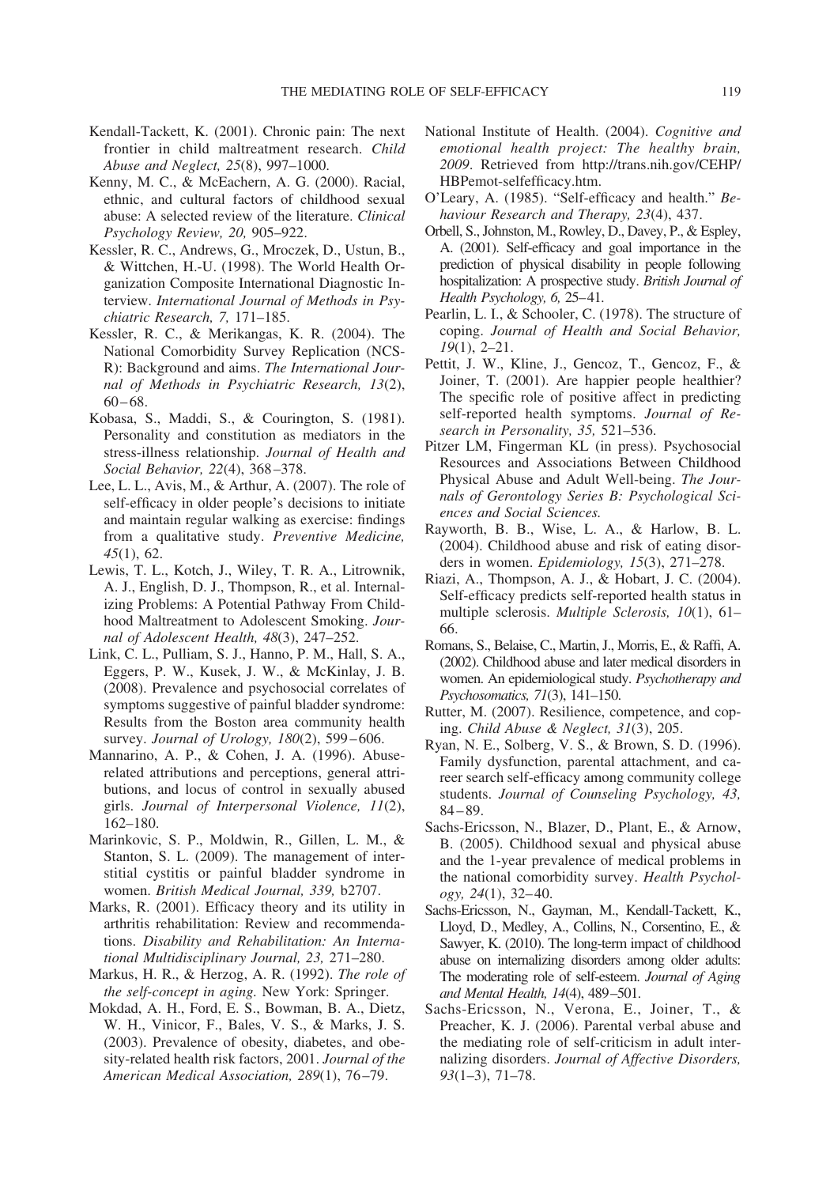Kendall-Tackett, K. (2001). Chronic pain: The next frontier in child maltreatment research. *Child Abuse and Neglect, 25*(8), 997–1000.

Kenny, M. C., & McEachern, A. G. (2000). Racial, ethnic, and cultural factors of childhood sexual abuse: A selected review of the literature. *Clinical Psychology Review, 20,* 905–922.

Kessler, R. C., Andrews, G., Mroczek, D., Ustun, B., & Wittchen, H.-U. (1998). The World Health Organization Composite International Diagnostic Interview. *International Journal of Methods in Psychiatric Research, 7,* 171–185.

Kessler, R. C., & Merikangas, K. R. (2004). The National Comorbidity Survey Replication (NCS-R): Background and aims. *The International Journal of Methods in Psychiatric Research, 13*(2), 60–68.

Kobasa, S., Maddi, S., & Courington, S. (1981). Personality and constitution as mediators in the stress-illness relationship. *Journal of Health and Social Behavior, 22*(4), 368–378.

Lee, L. L., Avis, M., & Arthur, A. (2007). The role of self-efficacy in older people's decisions to initiate and maintain regular walking as exercise: findings from a qualitative study. *Preventive Medicine, 45*(1), 62.

Lewis, T. L., Kotch, J., Wiley, T. R. A., Litrownik, A. J., English, D. J., Thompson, R., et al. Internalizing Problems: A Potential Pathway From Childhood Maltreatment to Adolescent Smoking. *Journal of Adolescent Health, 48*(3), 247–252.

Link, C. L., Pulliam, S. J., Hanno, P. M., Hall, S. A., Eggers, P. W., Kusek, J. W., & McKinlay, J. B. (2008). Prevalence and psychosocial correlates of symptoms suggestive of painful bladder syndrome: Results from the Boston area community health survey. *Journal of Urology, 180*(2), 599–606.

Mannarino, A. P., & Cohen, J. A. (1996). Abuse-related attributions and perceptions, general attributions, and locus of control in sexually abused girls. *Journal of Interpersonal Violence, 11*(2), 162–180.

Marinkovic, S. P., Moldwin, R., Gillen, L. M., & Stanton, S. L. (2009). The management of interstitial cystitis or painful bladder syndrome in women. *British Medical Journal, 339,* b2707.

Marks, R. (2001). Efficacy theory and its utility in arthritis rehabilitation: Review and recommendations. *Disability and Rehabilitation: An International Multidisciplinary Journal, 23,* 271–280.

Markus, H. R., & Herzog, A. R. (1992). *The role of the self-concept in aging.* New York: Springer.

Mokdad, A. H., Ford, E. S., Bowman, B. A., Dietz, W. H., Vinicor, F., Bales, V. S., & Marks, J. S. (2003). Prevalence of obesity, diabetes, and obesity-related health risk factors, 2001. *Journal of the American Medical Association, 289*(1), 76–79.

National Institute of Health. (2004). *Cognitive and emotional health project: The healthy brain, 2009*. Retrieved from http://trans.nih.gov/CEHP/HBPemot-selfefficacy.htm.

O'Leary, A. (1985). "Self-efficacy and health." *Behaviour Research and Therapy, 23*(4), 437.

Orbell, S., Johnston, M., Rowley, D., Davey, P., & Espley, A. (2001). Self-efficacy and goal importance in the prediction of physical disability in people following hospitalization: A prospective study. *British Journal of Health Psychology, 6,* 25–41.

Pearlin, L. I., & Schooler, C. (1978). The structure of coping. *Journal of Health and Social Behavior, 19*(1), 2–21.

Pettit, J. W., Kline, J., Gencoz, T., Gencoz, F., & Joiner, T. (2001). Are happier people healthier? The specific role of positive affect in predicting self-reported health symptoms. *Journal of Research in Personality, 35,* 521–536.

Pitzer LM, Fingerman KL (in press). Psychosocial Resources and Associations Between Childhood Physical Abuse and Adult Well-being. *The Journals of Gerontology Series B: Psychological Sciences and Social Sciences.*

Rayworth, B. B., Wise, L. A., & Harlow, B. L. (2004). Childhood abuse and risk of eating disorders in women. *Epidemiology, 15*(3), 271–278.

Riazi, A., Thompson, A. J., & Hobart, J. C. (2004). Self-efficacy predicts self-reported health status in multiple sclerosis. *Multiple Sclerosis, 10*(1), 61–66.

Romans, S., Belaise, C., Martin, J., Morris, E., & Raffi, A. (2002). Childhood abuse and later medical disorders in women. An epidemiological study. *Psychotherapy and Psychosomatics, 71*(3), 141–150.

Rutter, M. (2007). Resilience, competence, and coping. *Child Abuse & Neglect, 31*(3), 205.

Ryan, N. E., Solberg, V. S., & Brown, S. D. (1996). Family dysfunction, parental attachment, and career search self-efficacy among community college students. *Journal of Counseling Psychology, 43,* 84–89.

Sachs-Ericsson, N., Blazer, D., Plant, E., & Arnow, B. (2005). Childhood sexual and physical abuse and the 1-year prevalence of medical problems in the national comorbidity survey. *Health Psychology, 24*(1), 32–40.

Sachs-Ericsson, N., Gayman, M., Kendall-Tackett, K., Lloyd, D., Medley, A., Collins, N., Corsentino, E., & Sawyer, K. (2010). The long-term impact of childhood abuse on internalizing disorders among older adults: The moderating role of self-esteem. *Journal of Aging and Mental Health, 14*(4), 489–501.

Sachs-Ericsson, N., Verona, E., Joiner, T., & Preacher, K. J. (2006). Parental verbal abuse and the mediating role of self-criticism in adult internalizing disorders. *Journal of Affective Disorders, 93*(1–3), 71–78.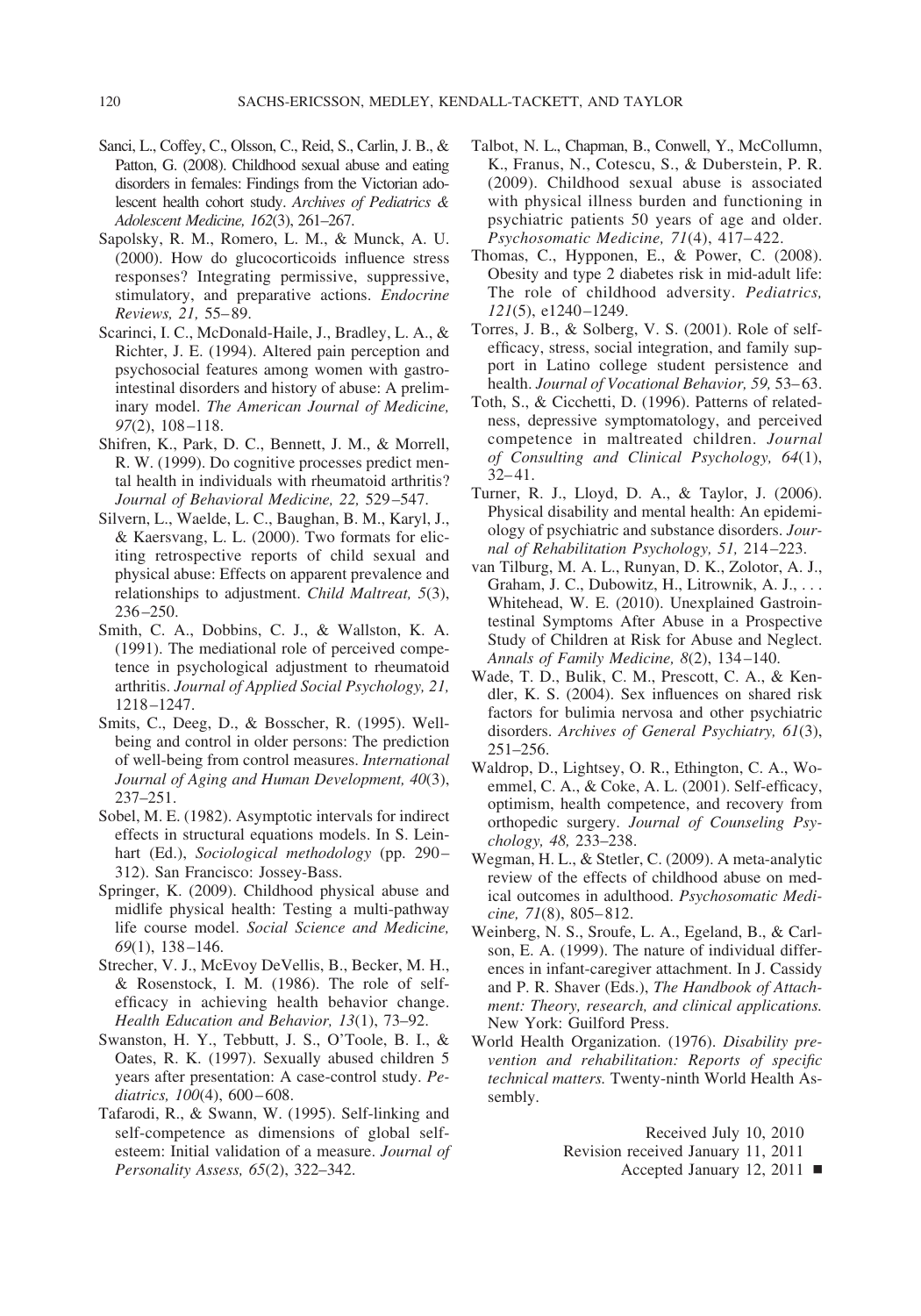Sanci, L., Coffey, C., Olsson, C., Reid, S., Carlin, J. B., & Patton, G. (2008). Childhood sexual abuse and eating disorders in females: Findings from the Victorian adolescent health cohort study. *Archives of Pediatrics & Adolescent Medicine, 162*(3), 261–267.

Sapolsky, R. M., Romero, L. M., & Munck, A. U. (2000). How do glucocorticoids influence stress responses? Integrating permissive, suppressive, stimulatory, and preparative actions. *Endocrine Reviews, 21,* 55–89.

Scarinci, I. C., McDonald-Haile, J., Bradley, L. A., & Richter, J. E. (1994). Altered pain perception and psychosocial features among women with gastrointestinal disorders and history of abuse: A preliminary model. *The American Journal of Medicine, 97*(2), 108–118.

Shifren, K., Park, D. C., Bennett, J. M., & Morrell, R. W. (1999). Do cognitive processes predict mental health in individuals with rheumatoid arthritis? *Journal of Behavioral Medicine, 22,* 529–547.

Silvern, L., Waelde, L. C., Baughan, B. M., Karyl, J., & Kaersvang, L. L. (2000). Two formats for eliciting retrospective reports of child sexual and physical abuse: Effects on apparent prevalence and relationships to adjustment. *Child Maltreat, 5*(3), 236–250.

Smith, C. A., Dobbins, C. J., & Wallston, K. A. (1991). The mediational role of perceived competence in psychological adjustment to rheumatoid arthritis. *Journal of Applied Social Psychology, 21,* 1218–1247.

Smits, C., Deeg, D., & Bosscher, R. (1995). Well-being and control in older persons: The prediction of well-being from control measures. *International Journal of Aging and Human Development, 40*(3), 237–251.

Sobel, M. E. (1982). Asymptotic intervals for indirect effects in structural equations models. In S. Leinhart (Ed.), *Sociological methodology* (pp. 290–312). San Francisco: Jossey-Bass.

Springer, K. (2009). Childhood physical abuse and midlife physical health: Testing a multi-pathway life course model. *Social Science and Medicine, 69*(1), 138–146.

Strecher, V. J., McEvoy DeVellis, B., Becker, M. H., & Rosenstock, I. M. (1986). The role of self-efficacy in achieving health behavior change. *Health Education and Behavior, 13*(1), 73–92.

Swanston, H. Y., Tebbutt, J. S., O'Toole, B. I., & Oates, R. K. (1997). Sexually abused children 5 years after presentation: A case-control study. *Pediatrics, 100*(4), 600–608.

Tafarodi, R., & Swann, W. (1995). Self-linking and self-competence as dimensions of global self-esteem: Initial validation of a measure. *Journal of Personality Assess, 65*(2), 322–342.

Talbot, N. L., Chapman, B., Conwell, Y., McCollumn, K., Franus, N., Cotescu, S., & Duberstein, P. R. (2009). Childhood sexual abuse is associated with physical illness burden and functioning in psychiatric patients 50 years of age and older. *Psychosomatic Medicine, 71*(4), 417–422.

Thomas, C., Hypponen, E., & Power, C. (2008). Obesity and type 2 diabetes risk in mid-adult life: The role of childhood adversity. *Pediatrics, 121*(5), e1240–1249.

Torres, J. B., & Solberg, V. S. (2001). Role of self-efficacy, stress, social integration, and family support in Latino college student persistence and health. *Journal of Vocational Behavior, 59,* 53–63.

Toth, S., & Cicchetti, D. (1996). Patterns of relatedness, depressive symptomatology, and perceived competence in maltreated children. *Journal of Consulting and Clinical Psychology, 64*(1), 32–41.

Turner, R. J., Lloyd, D. A., & Taylor, J. (2006). Physical disability and mental health: An epidemiology of psychiatric and substance disorders. *Journal of Rehabilitation Psychology, 51,* 214–223.

van Tilburg, M. A. L., Runyan, D. K., Zolotor, A. J., Graham, J. C., Dubowitz, H., Litrownik, A. J., . . . Whitehead, W. E. (2010). Unexplained Gastrointestinal Symptoms After Abuse in a Prospective Study of Children at Risk for Abuse and Neglect. *Annals of Family Medicine, 8*(2), 134–140.

Wade, T. D., Bulik, C. M., Prescott, C. A., & Kendler, K. S. (2004). Sex influences on shared risk factors for bulimia nervosa and other psychiatric disorders. *Archives of General Psychiatry, 61*(3), 251–256.

Waldrop, D., Lightsey, O. R., Ethington, C. A., Woemmel, C. A., & Coke, A. L. (2001). Self-efficacy, optimism, health competence, and recovery from orthopedic surgery. *Journal of Counseling Psychology, 48,* 233–238.

Wegman, H. L., & Stetler, C. (2009). A meta-analytic review of the effects of childhood abuse on medical outcomes in adulthood. *Psychosomatic Medicine, 71*(8), 805–812.

Weinberg, N. S., Sroufe, L. A., Egeland, B., & Carlson, E. A. (1999). The nature of individual differences in infant-caregiver attachment. In J. Cassidy and P. R. Shaver (Eds.), *The Handbook of Attachment: Theory, research, and clinical applications.* New York: Guilford Press.

World Health Organization. (1976). *Disability prevention and rehabilitation: Reports of specific technical matters.* Twenty-ninth World Health Assembly.

Received July 10, 2010
Revision received January 11, 2011
Accepted January 12, 2011 ■